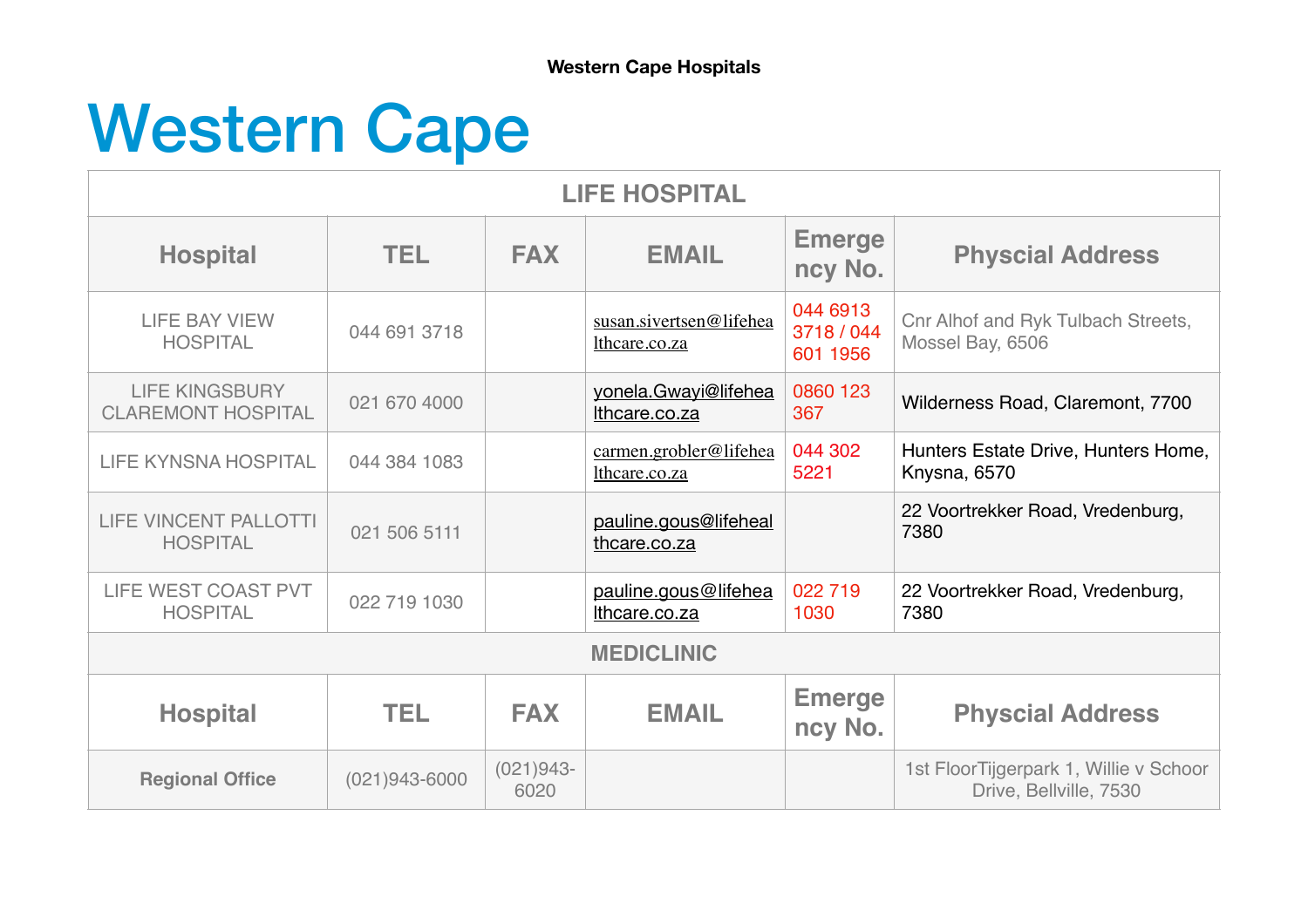# Western Cape

| LIFE HOSPITAL | | | | | |
|---|---|---|---|---|---|
| **Hospital** | **TEL** | **FAX** | **EMAIL** | **Emergency No.** | **Physcial Address** |
| LIFE BAY VIEW HOSPITAL | 044 691 3718 | | susan.sivertsen@lifehealthcare.co.za | 044 6913 3718 / 044 601 1956 | Cnr Alhof and Ryk Tulbach Streets, Mossel Bay, 6506 |
| LIFE KINGSBURY CLAREMONT HOSPITAL | 021 670 4000 | | yonela.Gwayi@lifehealthcare.co.za | 0860 123 367 | Wilderness Road, Claremont, 7700 |
| LIFE KYNSNA HOSPITAL | 044 384 1083 | | carmen.grobler@lifehealthcare.co.za | 044 302 5221 | Hunters Estate Drive, Hunters Home, Knysna, 6570 |
| LIFE VINCENT PALLOTTI HOSPITAL | 021 506 5111 | | pauline.gous@lifehealthcare.co.za | | 22 Voortrekker Road, Vredenburg, 7380 |
| LIFE WEST COAST PVT HOSPITAL | 022 719 1030 | | pauline.gous@lifehealthcare.co.za | 022 719 1030 | 22 Voortrekker Road, Vredenburg, 7380 |
| **MEDICLINIC** | | | | | |
| **Hospital** | **TEL** | **FAX** | **EMAIL** | **Emergency No.** | **Physcial Address** |
| **Regional Office** | (021)943-6000 | (021)943-6020 | | | 1st FloorTijgerpark 1, Willie v Schoor Drive, Bellville, 7530 |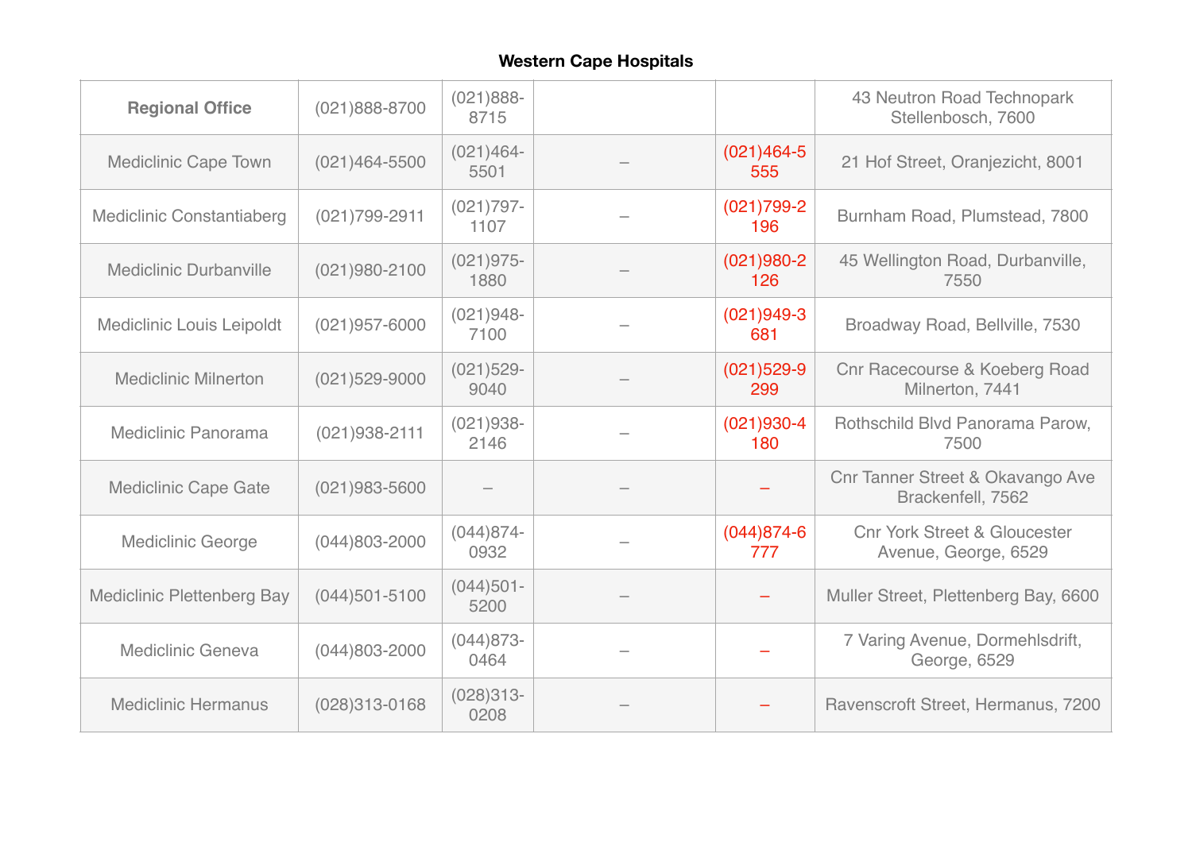**Western Cape Hospitals**

| **Regional Office** | (021)888-8700 | (021)888-8715 | | | 43 Neutron Road Technopark Stellenbosch, 7600 |
|---|---|---|---|---|---|
| Mediclinic Cape Town | (021)464-5500 | (021)464-5501 | – | (021)464-5555 | 21 Hof Street, Oranjezicht, 8001 |
| Mediclinic Constantiaberg | (021)799-2911 | (021)797-1107 | – | (021)799-2196 | Burnham Road, Plumstead, 7800 |
| Mediclinic Durbanville | (021)980-2100 | (021)975-1880 | – | (021)980-2126 | 45 Wellington Road, Durbanville, 7550 |
| Mediclinic Louis Leipoldt | (021)957-6000 | (021)948-7100 | – | (021)949-3681 | Broadway Road, Bellville, 7530 |
| Mediclinic Milnerton | (021)529-9000 | (021)529-9040 | – | (021)529-9299 | Cnr Racecourse & Koeberg Road Milnerton, 7441 |
| Mediclinic Panorama | (021)938-2111 | (021)938-2146 | – | (021)930-4180 | Rothschild Blvd Panorama Parow, 7500 |
| Mediclinic Cape Gate | (021)983-5600 | – | – | – | Cnr Tanner Street & Okavango Ave Brackenfell, 7562 |
| Mediclinic George | (044)803-2000 | (044)874-0932 | – | (044)874-6777 | Cnr York Street & Gloucester Avenue, George, 6529 |
| Mediclinic Plettenberg Bay | (044)501-5100 | (044)501-5200 | – | – | Muller Street, Plettenberg Bay, 6600 |
| Mediclinic Geneva | (044)803-2000 | (044)873-0464 | – | – | 7 Varing Avenue, Dormehlsdrift, George, 6529 |
| Mediclinic Hermanus | (028)313-0168 | (028)313-0208 | – | – | Ravenscroft Street, Hermanus, 7200 |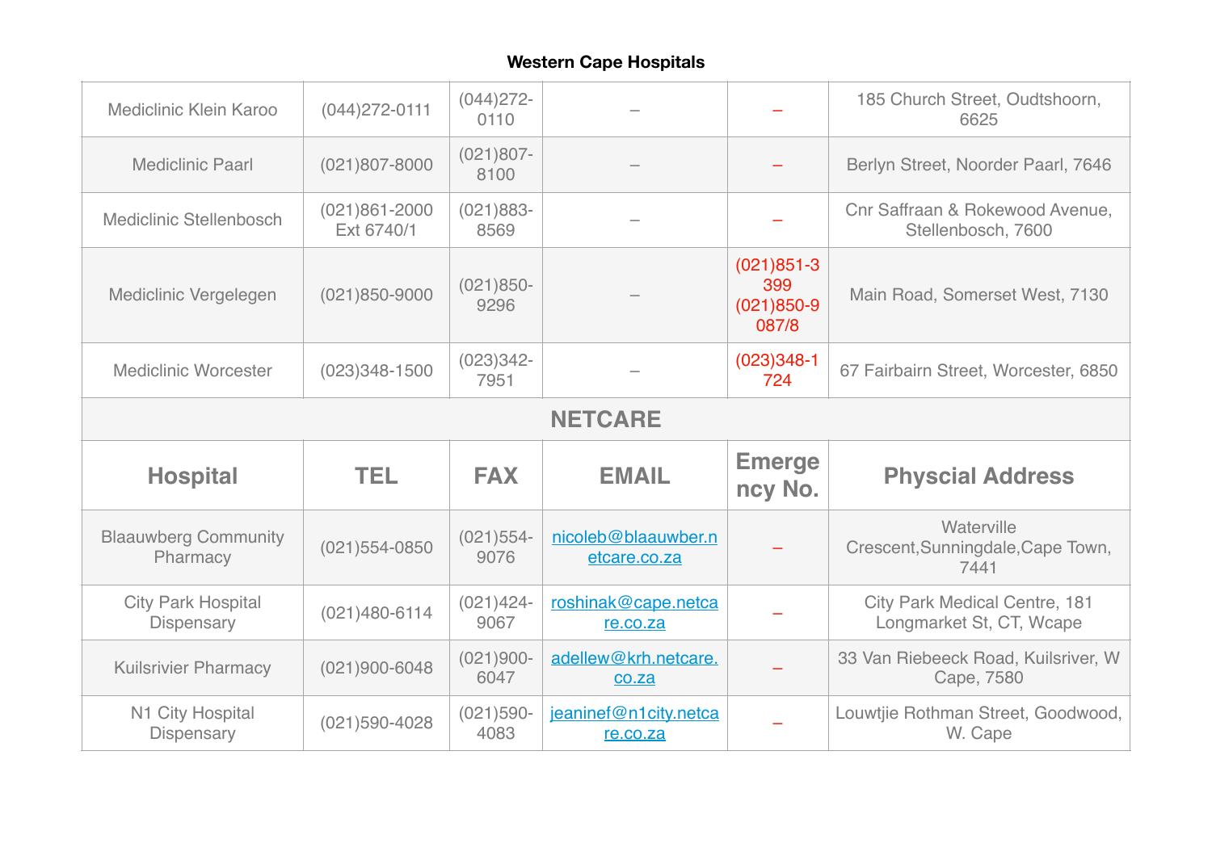**Western Cape Hospitals**

| | | | | | |
|---|---|---|---|---|---|
| Mediclinic Klein Karoo | (044)272-0111 | (044)272-0110 | – | – | 185 Church Street, Oudtshoorn, 6625 |
| Mediclinic Paarl | (021)807-8000 | (021)807-8100 | – | – | Berlyn Street, Noorder Paarl, 7646 |
| Mediclinic Stellenbosch | (021)861-2000 Ext 6740/1 | (021)883-8569 | – | – | Cnr Saffraan & Rokewood Avenue, Stellenbosch, 7600 |
| Mediclinic Vergelegen | (021)850-9000 | (021)850-9296 | – | (021)851-3399 (021)850-9087/8 | Main Road, Somerset West, 7130 |
| Mediclinic Worcester | (023)348-1500 | (023)342-7951 | – | (023)348-1724 | 67 Fairbairn Street, Worcester, 6850 |
| **NETCARE** | | | | | |
| **Hospital** | **TEL** | **FAX** | **EMAIL** | **Emergency No.** | **Physcial Address** |
| Blaauwberg Community Pharmacy | (021)554-0850 | (021)554-9076 | nicoleb@blaauwber.netcare.co.za | – | Waterville Crescent,Sunningdale,Cape Town, 7441 |
| City Park Hospital Dispensary | (021)480-6114 | (021)424-9067 | roshinak@cape.netcare.co.za | – | City Park Medical Centre, 181 Longmarket St, CT, Wcape |
| Kuilsrivier Pharmacy | (021)900-6048 | (021)900-6047 | adellew@krh.netcare.co.za | – | 33 Van Riebeeck Road, Kuilsriver, W Cape, 7580 |
| N1 City Hospital Dispensary | (021)590-4028 | (021)590-4083 | jeaninef@n1city.netcare.co.za | – | Louwtjie Rothman Street, Goodwood, W. Cape |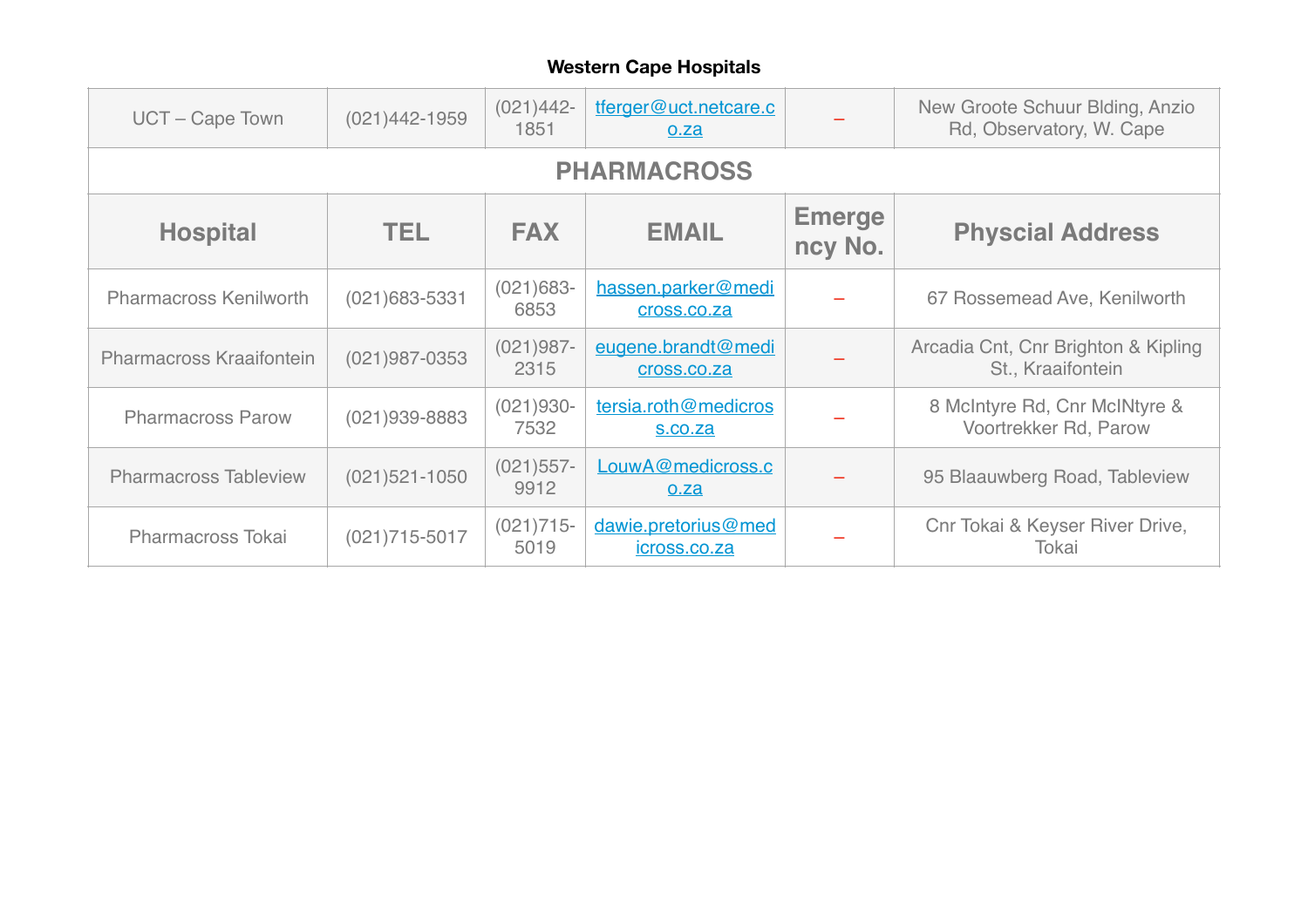**Western Cape Hospitals**

| | | | | | |
|---|---|---|---|---|---|
| UCT – Cape Town | (021)442-1959 | (021)442-1851 | tferger@uct.netcare.co.za | – | New Groote Schuur Blding, Anzio Rd, Observatory, W. Cape |
| **PHARMACROSS** | | | | | |
| **Hospital** | **TEL** | **FAX** | **EMAIL** | **Emergency No.** | **Physcial Address** |
| Pharmacross Kenilworth | (021)683-5331 | (021)683-6853 | hassen.parker@medicross.co.za | – | 67 Rossemead Ave, Kenilworth |
| Pharmacross Kraaifontein | (021)987-0353 | (021)987-2315 | eugene.brandt@medicross.co.za | – | Arcadia Cnt, Cnr Brighton & Kipling St., Kraaifontein |
| Pharmacross Parow | (021)939-8883 | (021)930-7532 | tersia.roth@medicross.co.za | – | 8 McIntyre Rd, Cnr McINtyre & Voortrekker Rd, Parow |
| Pharmacross Tableview | (021)521-1050 | (021)557-9912 | LouwA@medicross.co.za | – | 95 Blaauwberg Road, Tableview |
| Pharmacross Tokai | (021)715-5017 | (021)715-5019 | dawie.pretorius@medicross.co.za | – | Cnr Tokai & Keyser River Drive, Tokai |